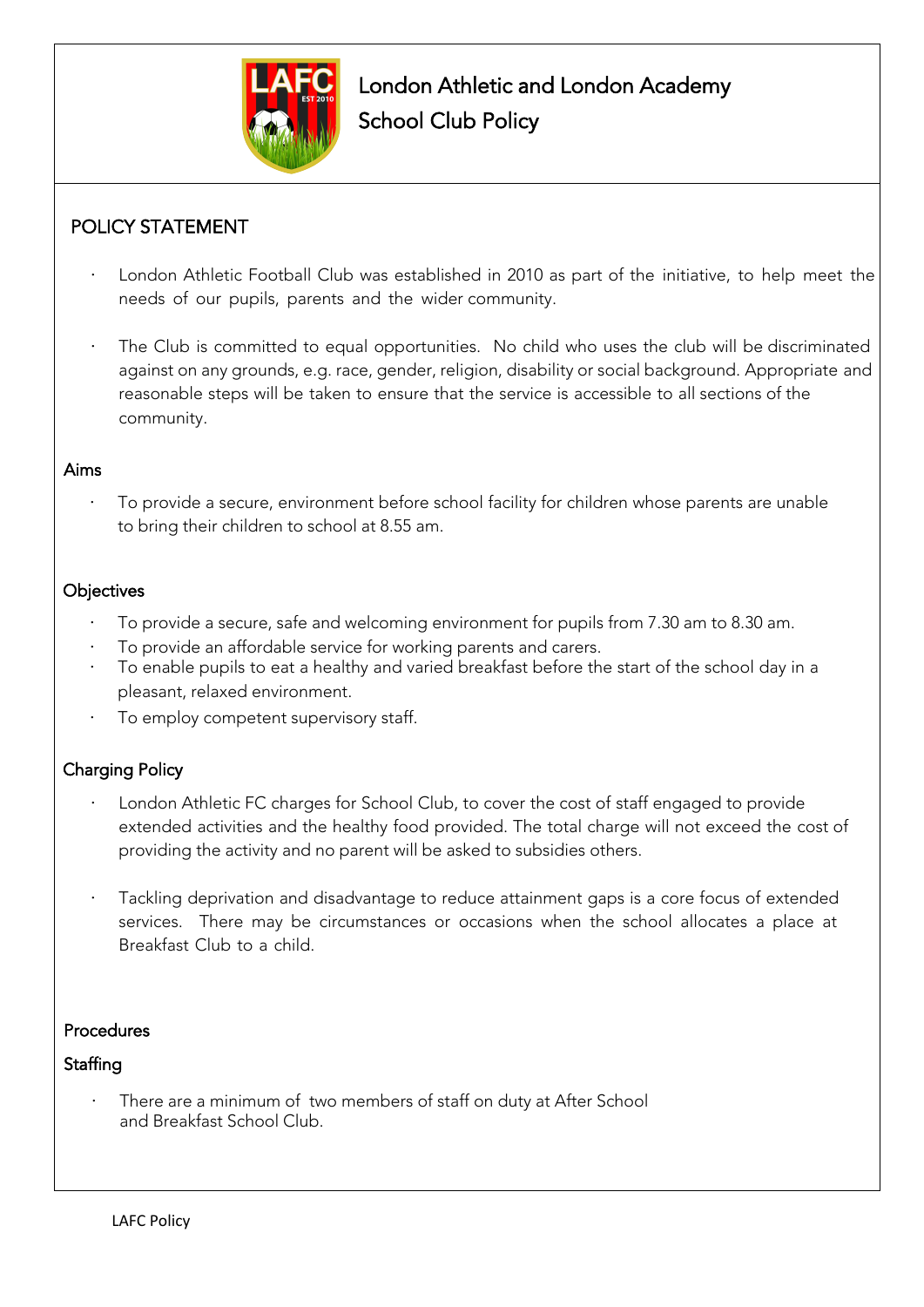# London Athletic and London Academy School Club Policy

## POLICY STATEMENT

- London Athletic Football Club was established in 2010 as part of the initiative, to help meet the needs of our pupils, parents and the wider community.
- The Club is committed to equal opportunities. No child who uses the club will be discriminated against on any grounds, e.g. race, gender, religion, disability or social background. Appropriate and reasonable steps will be taken to ensure that the service is accessible to all sections of the community.

### Aims

- To provide a secure, environment before school facility for children whose parents are unable to bring their children to school at 8.55 am.

### Objectives

- To provide a secure, safe and welcoming environment for pupils from 7.30 am to 8.30 am.
- To provide an affordable service for working parents and carers.
- To enable pupils to eat a healthy and varied breakfast before the start of the school day in a pleasant, relaxed environment.
- To employ competent supervisory staff.

### Charging Policy

- London Athletic FC charges for School Club, to cover the cost of staff engaged to provide extended activities and the healthy food provided. The total charge will not exceed the cost of providing the activity and no parent will be asked to subsidies others.
- Tackling deprivation and disadvantage to reduce attainment gaps is a core focus of extended services. There may be circumstances or occasions when the school allocates a place at Breakfast Club to a child.

### Procedures

#### Staffing

- There are a minimum of two members of staff on duty at After School and Breakfast School Club.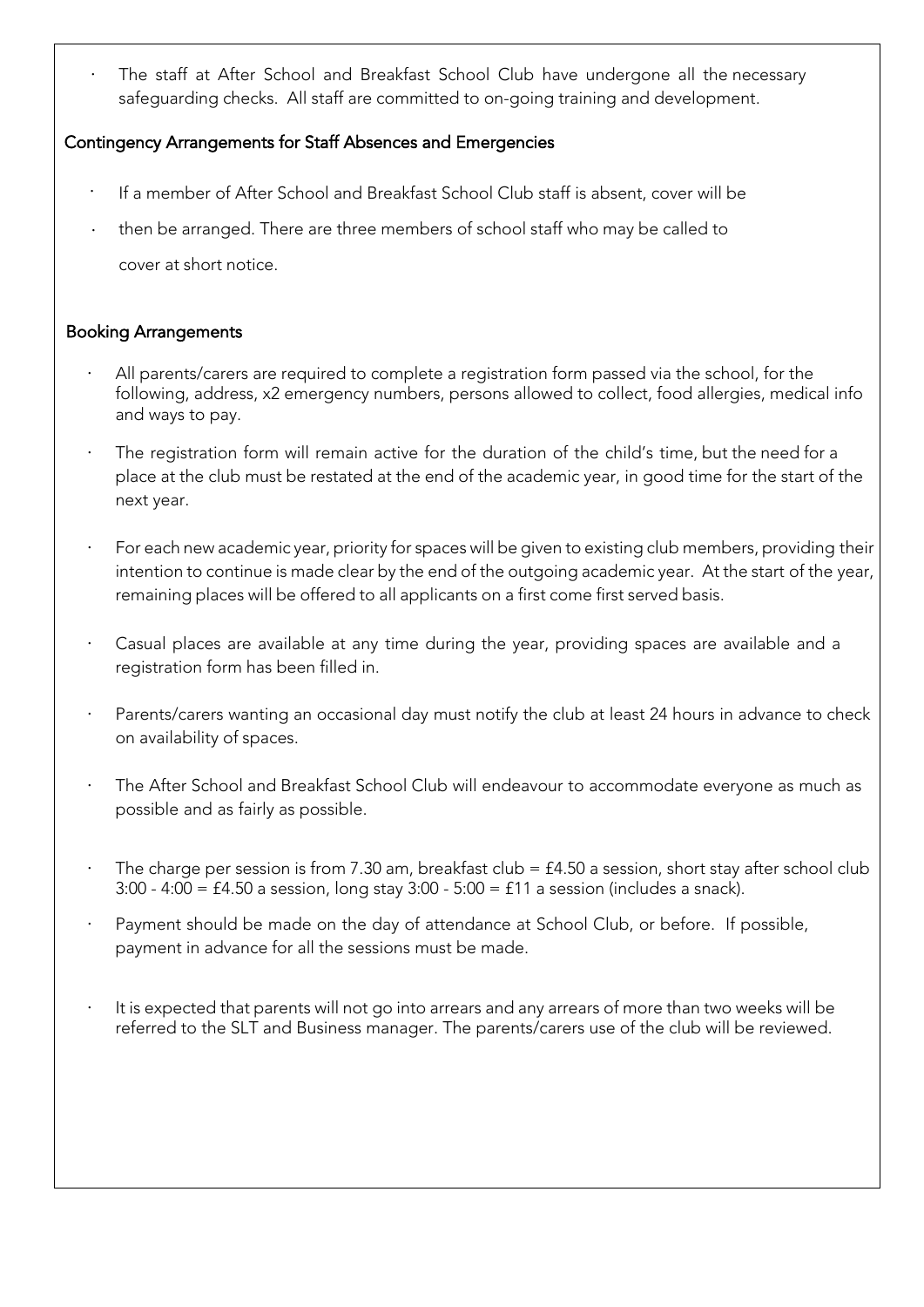- The staff at After School and Breakfast School Club have undergone all the necessary safeguarding checks. All staff are committed to on-going training and development.

## Contingency Arrangements for Staff Absences and Emergencies

- If a member of After School and Breakfast School Club staff is absent, cover will be
- then be arranged. There are three members of school staff who may be called to cover at short notice.

## Booking Arrangements

- All parents/carers are required to complete a registration form passed via the school, for the following, address, x2 emergency numbers, persons allowed to collect, food allergies, medical info and ways to pay.
- The registration form will remain active for the duration of the child's time, but the need for a place at the club must be restated at the end of the academic year, in good time for the start of the next year.
- For each new academic year, priority for spaces will be given to existing club members, providing their intention to continue is made clear by the end of the outgoing academic year. At the start of the year, remaining places will be offered to all applicants on a first come first served basis.
- Casual places are available at any time during the year, providing spaces are available and a registration form has been filled in.
- Parents/carers wanting an occasional day must notify the club at least 24 hours in advance to check on availability of spaces.
- The After School and Breakfast School Club will endeavour to accommodate everyone as much as possible and as fairly as possible.
- The charge per session is from 7.30 am, breakfast club = £4.50 a session, short stay after school club 3:00 - 4:00 = £4.50 a session, long stay 3:00 - 5:00 = £11 a session (includes a snack).
- Payment should be made on the day of attendance at School Club, or before. If possible, payment in advance for all the sessions must be made.
- It is expected that parents will not go into arrears and any arrears of more than two weeks will be referred to the SLT and Business manager. The parents/carers use of the club will be reviewed.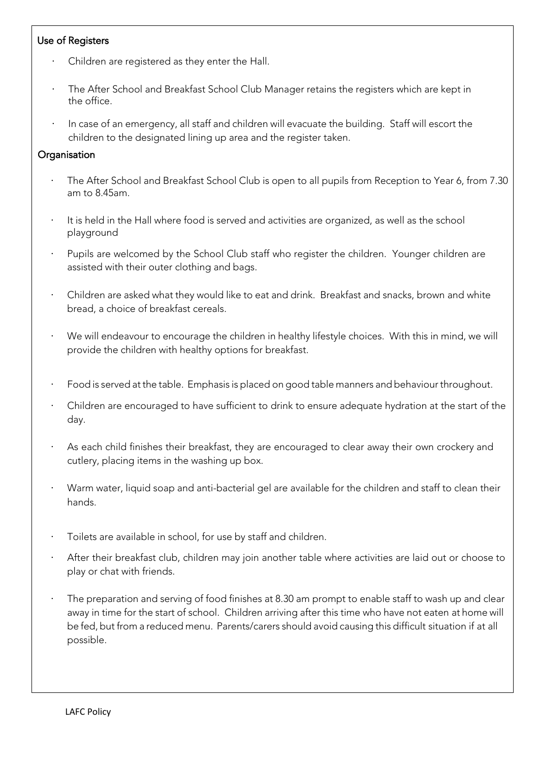### Use of Registers

- Children are registered as they enter the Hall.
- The After School and Breakfast School Club Manager retains the registers which are kept in the office.
- In case of an emergency, all staff and children will evacuate the building. Staff will escort the children to the designated lining up area and the register taken.

### Organisation

- The After School and Breakfast School Club is open to all pupils from Reception to Year 6, from 7.30 am to 8.45am.
- It is held in the Hall where food is served and activities are organized, as well as the school playground
- Pupils are welcomed by the School Club staff who register the children. Younger children are assisted with their outer clothing and bags.
- Children are asked what they would like to eat and drink. Breakfast and snacks, brown and white bread, a choice of breakfast cereals.
- We will endeavour to encourage the children in healthy lifestyle choices. With this in mind, we will provide the children with healthy options for breakfast.
- Food is served at the table. Emphasis is placed on good table manners and behaviour throughout.
- Children are encouraged to have sufficient to drink to ensure adequate hydration at the start of the day.
- As each child finishes their breakfast, they are encouraged to clear away their own crockery and cutlery, placing items in the washing up box.
- Warm water, liquid soap and anti-bacterial gel are available for the children and staff to clean their hands.
- Toilets are available in school, for use by staff and children.
- After their breakfast club, children may join another table where activities are laid out or choose to play or chat with friends.
- The preparation and serving of food finishes at 8.30 am prompt to enable staff to wash up and clear away in time for the start of school. Children arriving after this time who have not eaten at home will be fed, but from a reduced menu. Parents/carers should avoid causing this difficult situation if at all possible.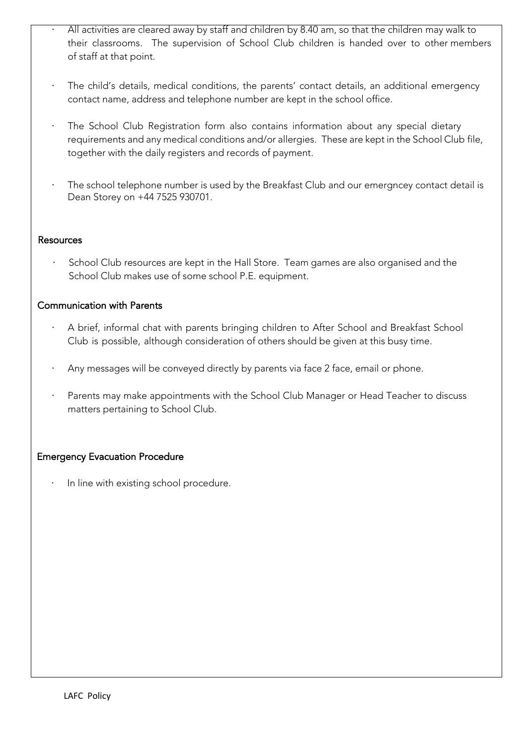- All activities are cleared away by staff and children by 8.40 am, so that the children may walk to their classrooms. The supervision of School Club children is handed over to other members of staff at that point.
- The child's details, medical conditions, the parents' contact details, an additional emergency contact name, address and telephone number are kept in the school office.
- The School Club Registration form also contains information about any special dietary requirements and any medical conditions and/or allergies. These are kept in the School Club file, together with the daily registers and records of payment.
- The school telephone number is used by the Breakfast Club and our emergncey contact detail is Dean Storey on +44 7525 930701.

## Resources

- School Club resources are kept in the Hall Store. Team games are also organised and the School Club makes use of some school P.E. equipment.

## Communication with Parents

- A brief, informal chat with parents bringing children to After School and Breakfast School Club is possible, although consideration of others should be given at this busy time.
- Any messages will be conveyed directly by parents via face 2 face, email or phone.
- Parents may make appointments with the School Club Manager or Head Teacher to discuss matters pertaining to School Club.

## Emergency Evacuation Procedure

- In line with existing school procedure.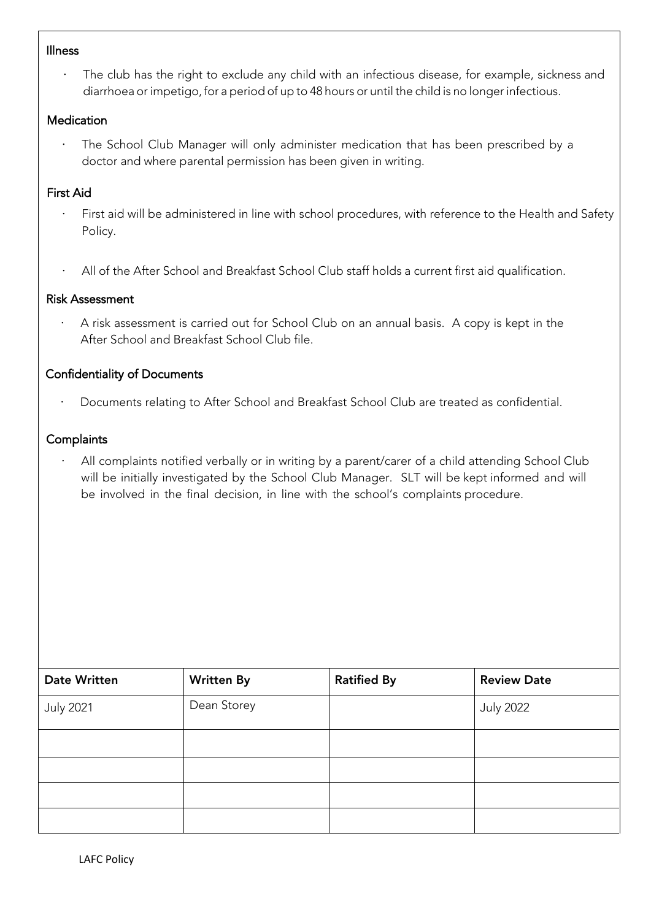### Illness

- The club has the right to exclude any child with an infectious disease, for example, sickness and diarrhoea or impetigo, for a period of up to 48 hours or until the child is no longer infectious.

### Medication

- The School Club Manager will only administer medication that has been prescribed by a doctor and where parental permission has been given in writing.

### First Aid

- First aid will be administered in line with school procedures, with reference to the Health and Safety Policy.
- All of the After School and Breakfast School Club staff holds a current first aid qualification.

### Risk Assessment

- A risk assessment is carried out for School Club on an annual basis. A copy is kept in the After School and Breakfast School Club file.

### Confidentiality of Documents

- Documents relating to After School and Breakfast School Club are treated as confidential.

### Complaints

- All complaints notified verbally or in writing by a parent/carer of a child attending School Club will be initially investigated by the School Club Manager. SLT will be kept informed and will be involved in the final decision, in line with the school's complaints procedure.

| Date Written | Written By | Ratified By | Review Date |
|---|---|---|---|
| July 2021 | Dean Storey | | July 2022 |
| | | | |
| | | | |
| | | | |
| | | | |

LAFC Policy